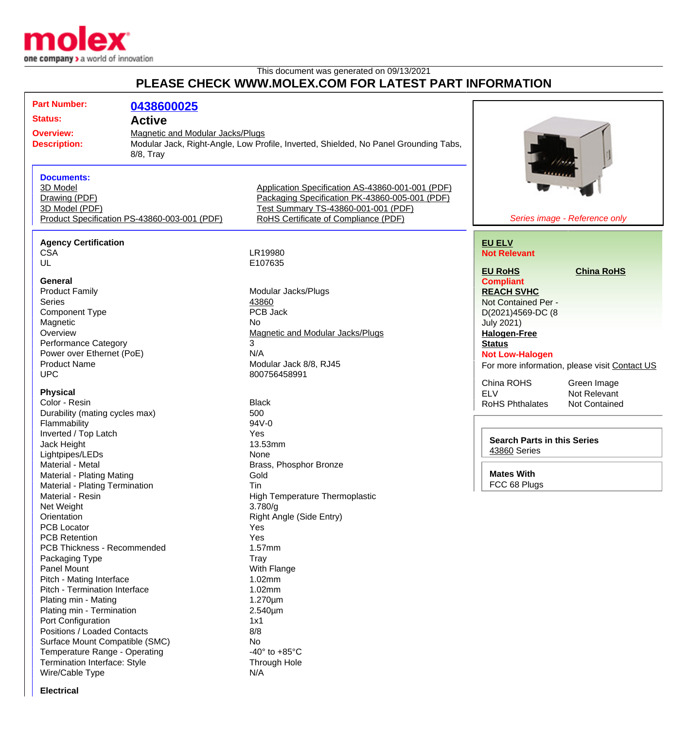molex
one company > a world of innovation

This document was generated on 09/13/2021

## PLEASE CHECK WWW.MOLEX.COM FOR LATEST PART INFORMATION

**Part Number:** 0438600025

**Status:** Active

**Overview:** Magnetic and Modular Jacks/Plugs

**Description:** Modular Jack, Right-Angle, Low Profile, Inverted, Shielded, No Panel Grounding Tabs, 8/8, Tray

*Series image - Reference only*

### Documents:

- 3D Model
- Drawing (PDF)
- 3D Model (PDF)
- Product Specification PS-43860-003-001 (PDF)
- Application Specification AS-43860-001-001 (PDF)
- Packaging Specification PK-43860-005-001 (PDF)
- Test Summary TS-43860-001-001 (PDF)
- RoHS Certificate of Compliance (PDF)

### Agency Certification

| | |
|---|---|
| CSA | LR19980 |
| UL | E107635 |

### General

| | |
|---|---|
| Product Family | Modular Jacks/Plugs |
| Series | 43860 |
| Component Type | PCB Jack |
| Magnetic | No |
| Overview | Magnetic and Modular Jacks/Plugs |
| Performance Category | 3 |
| Power over Ethernet (PoE) | N/A |
| Product Name | Modular Jack 8/8, RJ45 |
| UPC | 800756458991 |

### Physical

| | |
|---|---|
| Color - Resin | Black |
| Durability (mating cycles max) | 500 |
| Flammability | 94V-0 |
| Inverted / Top Latch | Yes |
| Jack Height | 13.53mm |
| Lightpipes/LEDs | None |
| Material - Metal | Brass, Phosphor Bronze |
| Material - Plating Mating | Gold |
| Material - Plating Termination | Tin |
| Material - Resin | High Temperature Thermoplastic |
| Net Weight | 3.780/g |
| Orientation | Right Angle (Side Entry) |
| PCB Locator | Yes |
| PCB Retention | Yes |
| PCB Thickness - Recommended | 1.57mm |
| Packaging Type | Tray |
| Panel Mount | With Flange |
| Pitch - Mating Interface | 1.02mm |
| Pitch - Termination Interface | 1.02mm |
| Plating min - Mating | 1.270µm |
| Plating min - Termination | 2.540µm |
| Port Configuration | 1x1 |
| Positions / Loaded Contacts | 8/8 |
| Surface Mount Compatible (SMC) | No |
| Temperature Range - Operating | -40° to +85°C |
| Termination Interface: Style | Through Hole |
| Wire/Cable Type | N/A |

### Electrical

**EU ELV**
Not Relevant

**EU RoHS** **China RoHS**
Compliant

**REACH SVHC**
Not Contained Per - D(2021)4569-DC (8 July 2021)

**Halogen-Free Status**
Not Low-Halogen

For more information, please visit Contact US

| | |
|---|---|
| China ROHS | Green Image |
| ELV | Not Relevant |
| RoHS Phthalates | Not Contained |

**Search Parts in this Series**
43860 Series

**Mates With**
FCC 68 Plugs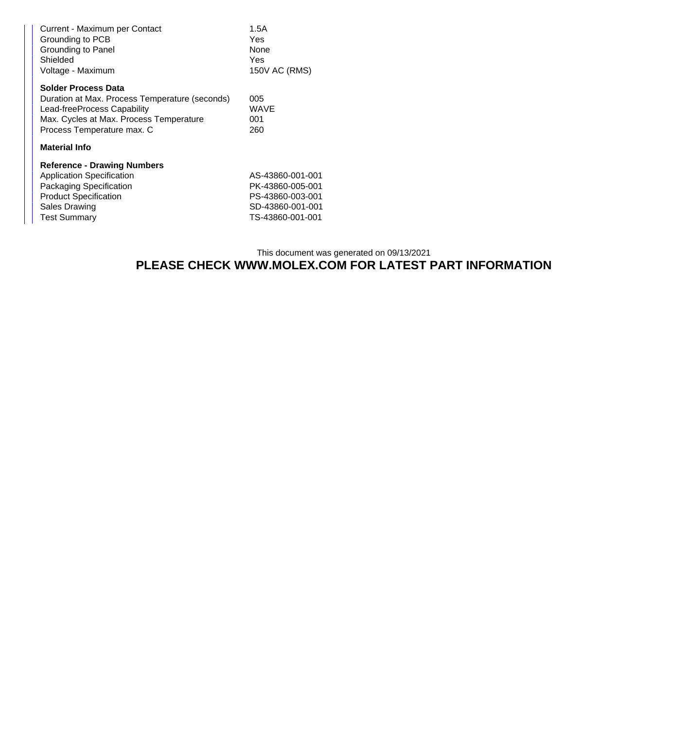| | |
|---|---|
| Current - Maximum per Contact | 1.5A |
| Grounding to PCB | Yes |
| Grounding to Panel | None |
| Shielded | Yes |
| Voltage - Maximum | 150V AC (RMS) |

**Solder Process Data**

| | |
|---|---|
| Duration at Max. Process Temperature (seconds) | 005 |
| Lead-freeProcess Capability | WAVE |
| Max. Cycles at Max. Process Temperature | 001 |
| Process Temperature max. C | 260 |

**Material Info**

**Reference - Drawing Numbers**

| | |
|---|---|
| Application Specification | AS-43860-001-001 |
| Packaging Specification | PK-43860-005-001 |
| Product Specification | PS-43860-003-001 |
| Sales Drawing | SD-43860-001-001 |
| Test Summary | TS-43860-001-001 |

This document was generated on 09/13/2021

**PLEASE CHECK WWW.MOLEX.COM FOR LATEST PART INFORMATION**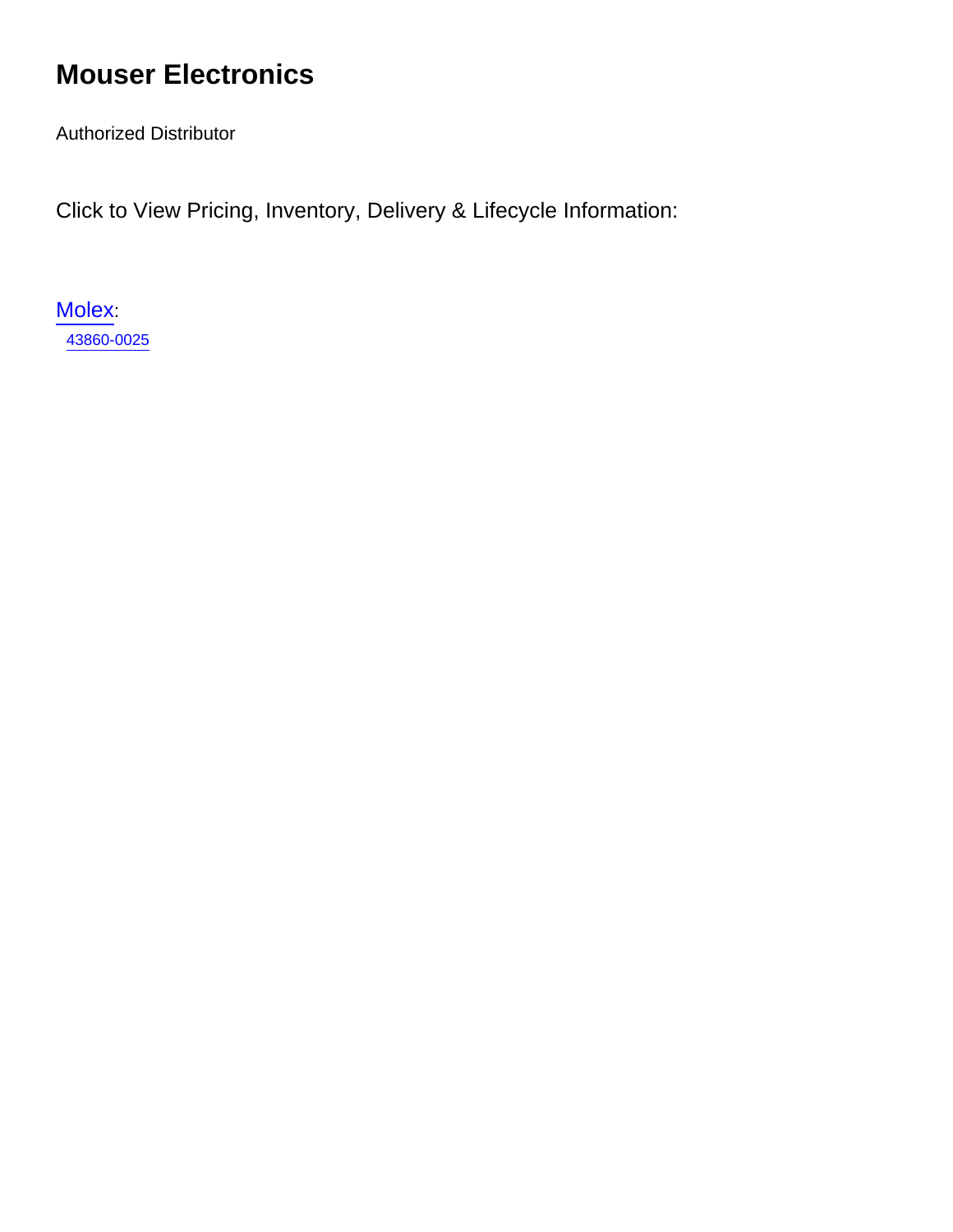# Mouser Electronics

Authorized Distributor

Click to View Pricing, Inventory, Delivery & Lifecycle Information:

Molex:

43860-0025